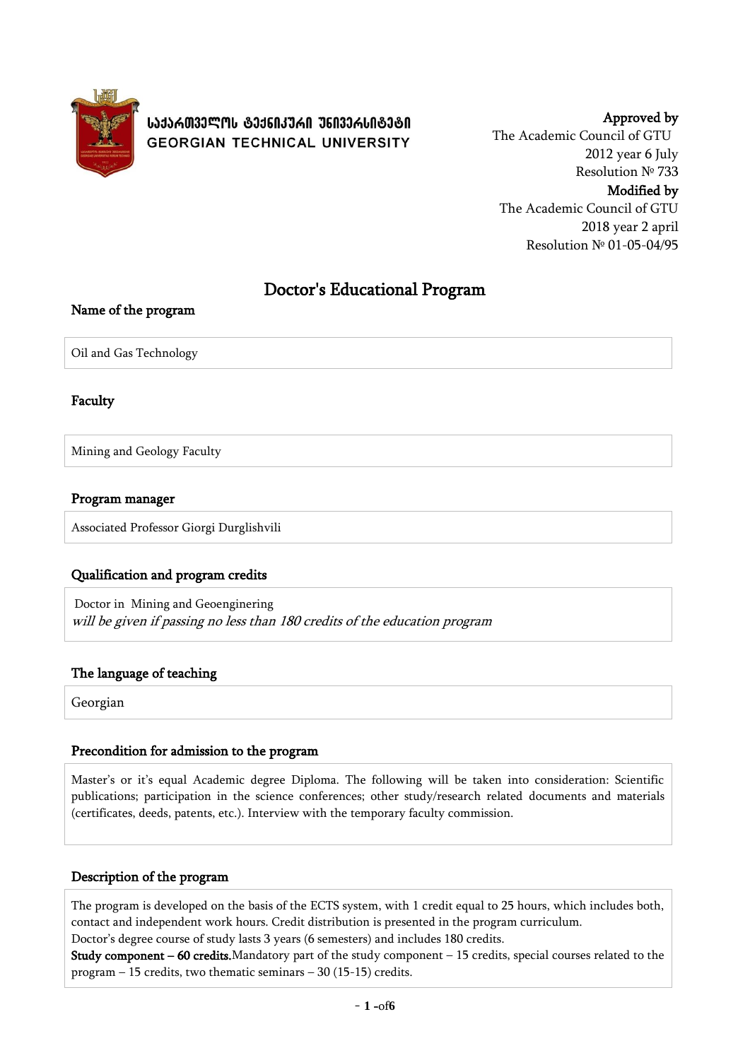საქართველოს ტექნიკური უნივერსიტეტი
GEORGIAN TECHNICAL UNIVERSITY

**Approved by**
The Academic Council of GTU
2012 year 6 July
Resolution № 733

**Modified by**
The Academic Council of GTU
2018 year 2 april
Resolution № 01-05-04/95

# Doctor's Educational Program

## Name of the program

Oil and Gas Technology

## Faculty

Mining and Geology Faculty

## Program manager

Associated Professor Giorgi Durglishvili

## Qualification and program credits

Doctor in Mining and Geoenginering
*will be given if passing no less than 180 credits of the education program*

## The language of teaching

Georgian

## Precondition for admission to the program

Master's or it's equal Academic degree Diploma. The following will be taken into consideration: Scientific publications; participation in the science conferences; other study/research related documents and materials (certificates, deeds, patents, etc.). Interview with the temporary faculty commission.

## Description of the program

The program is developed on the basis of the ECTS system, with 1 credit equal to 25 hours, which includes both, contact and independent work hours. Credit distribution is presented in the program curriculum.
Doctor's degree course of study lasts 3 years (6 semesters) and includes 180 credits.
**Study component – 60 credits.** Mandatory part of the study component – 15 credits, special courses related to the program – 15 credits, two thematic seminars – 30 (15-15) credits.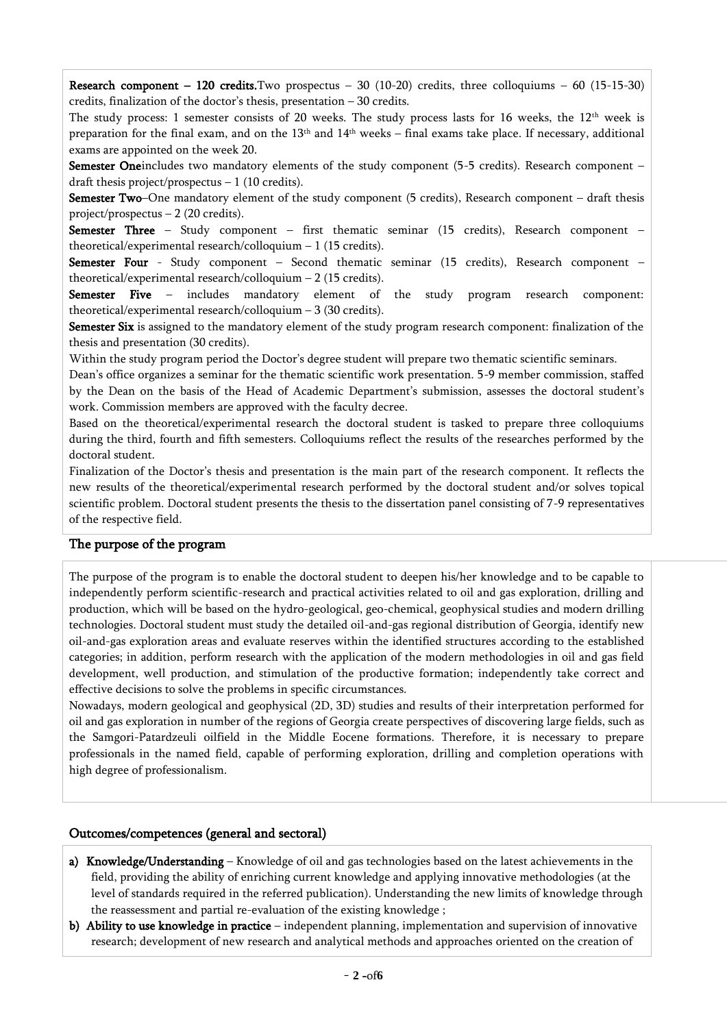**Research component – 120 credits.**Two prospectus – 30 (10-20) credits, three colloquiums – 60 (15-15-30) credits, finalization of the doctor's thesis, presentation – 30 credits.

The study process: 1 semester consists of 20 weeks. The study process lasts for 16 weeks, the 12th week is preparation for the final exam, and on the 13th and 14th weeks – final exams take place. If necessary, additional exams are appointed on the week 20.

**Semester One**includes two mandatory elements of the study component (5-5 credits). Research component – draft thesis project/prospectus – 1 (10 credits).

**Semester Two**–One mandatory element of the study component (5 credits), Research component – draft thesis project/prospectus – 2 (20 credits).

**Semester Three** – Study component – first thematic seminar (15 credits), Research component – theoretical/experimental research/colloquium – 1 (15 credits).

**Semester Four** - Study component – Second thematic seminar (15 credits), Research component – theoretical/experimental research/colloquium – 2 (15 credits).

**Semester Five** – includes mandatory element of the study program research component: theoretical/experimental research/colloquium – 3 (30 credits).

**Semester Six** is assigned to the mandatory element of the study program research component: finalization of the thesis and presentation (30 credits).

Within the study program period the Doctor's degree student will prepare two thematic scientific seminars.

Dean's office organizes a seminar for the thematic scientific work presentation. 5-9 member commission, staffed by the Dean on the basis of the Head of Academic Department's submission, assesses the doctoral student's work. Commission members are approved with the faculty decree.

Based on the theoretical/experimental research the doctoral student is tasked to prepare three colloquiums during the third, fourth and fifth semesters. Colloquiums reflect the results of the researches performed by the doctoral student.

Finalization of the Doctor's thesis and presentation is the main part of the research component. It reflects the new results of the theoretical/experimental research performed by the doctoral student and/or solves topical scientific problem. Doctoral student presents the thesis to the dissertation panel consisting of 7-9 representatives of the respective field.

## The purpose of the program

The purpose of the program is to enable the doctoral student to deepen his/her knowledge and to be capable to independently perform scientific-research and practical activities related to oil and gas exploration, drilling and production, which will be based on the hydro-geological, geo-chemical, geophysical studies and modern drilling technologies. Doctoral student must study the detailed oil-and-gas regional distribution of Georgia, identify new oil-and-gas exploration areas and evaluate reserves within the identified structures according to the established categories; in addition, perform research with the application of the modern methodologies in oil and gas field development, well production, and stimulation of the productive formation; independently take correct and effective decisions to solve the problems in specific circumstances.

Nowadays, modern geological and geophysical (2D, 3D) studies and results of their interpretation performed for oil and gas exploration in number of the regions of Georgia create perspectives of discovering large fields, such as the Samgori-Patardzeuli oilfield in the Middle Eocene formations. Therefore, it is necessary to prepare professionals in the named field, capable of performing exploration, drilling and completion operations with high degree of professionalism.

## Outcomes/competences (general and sectoral)

a) **Knowledge/Understanding** – Knowledge of oil and gas technologies based on the latest achievements in the field, providing the ability of enriching current knowledge and applying innovative methodologies (at the level of standards required in the referred publication). Understanding the new limits of knowledge through the reassessment and partial re-evaluation of the existing knowledge ;
b) **Ability to use knowledge in practice** – independent planning, implementation and supervision of innovative research; development of new research and analytical methods and approaches oriented on the creation of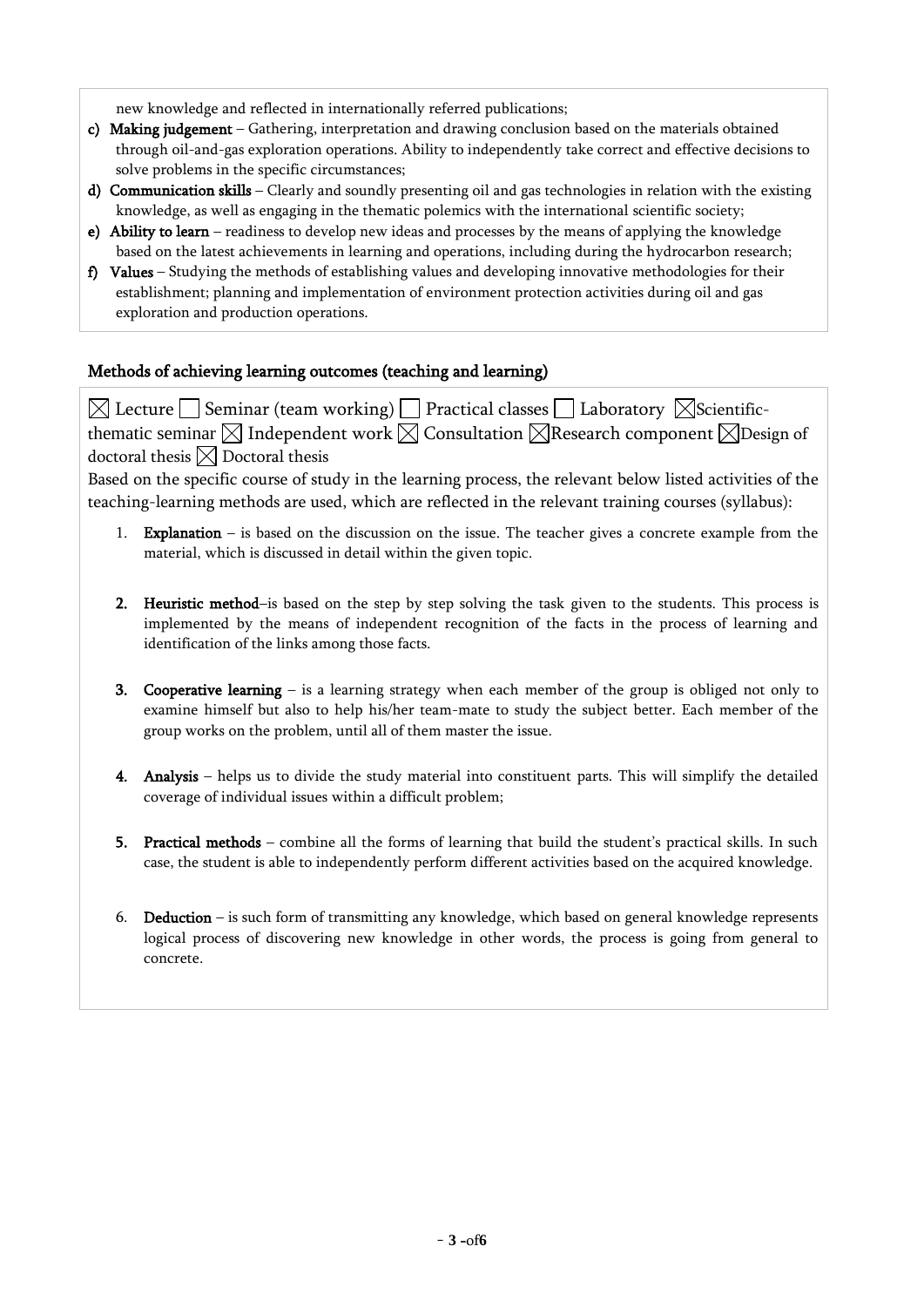new knowledge and reflected in internationally referred publications;

c) **Making judgement** – Gathering, interpretation and drawing conclusion based on the materials obtained through oil-and-gas exploration operations. Ability to independently take correct and effective decisions to solve problems in the specific circumstances;

d) **Communication skills** – Clearly and soundly presenting oil and gas technologies in relation with the existing knowledge, as well as engaging in the thematic polemics with the international scientific society;

e) **Ability to learn** – readiness to develop new ideas and processes by the means of applying the knowledge based on the latest achievements in learning and operations, including during the hydrocarbon research;

f) **Values** – Studying the methods of establishing values and developing innovative methodologies for their establishment; planning and implementation of environment protection activities during oil and gas exploration and production operations.

## Methods of achieving learning outcomes (teaching and learning)

☒ Lecture ☐ Seminar (team working) ☐ Practical classes ☐ Laboratory ☒Scientific-thematic seminar ☒ Independent work ☒ Consultation ☒Research component ☒Design of doctoral thesis ☒ Doctoral thesis

Based on the specific course of study in the learning process, the relevant below listed activities of the teaching-learning methods are used, which are reflected in the relevant training courses (syllabus):

1. **Explanation** – is based on the discussion on the issue. The teacher gives a concrete example from the material, which is discussed in detail within the given topic.

2. **Heuristic method**–is based on the step by step solving the task given to the students. This process is implemented by the means of independent recognition of the facts in the process of learning and identification of the links among those facts.

3. **Cooperative learning** – is a learning strategy when each member of the group is obliged not only to examine himself but also to help his/her team-mate to study the subject better. Each member of the group works on the problem, until all of them master the issue.

4. **Analysis** – helps us to divide the study material into constituent parts. This will simplify the detailed coverage of individual issues within a difficult problem;

5. **Practical methods** – combine all the forms of learning that build the student's practical skills. In such case, the student is able to independently perform different activities based on the acquired knowledge.

6. **Deduction** – is such form of transmitting any knowledge, which based on general knowledge represents logical process of discovering new knowledge in other words, the process is going from general to concrete.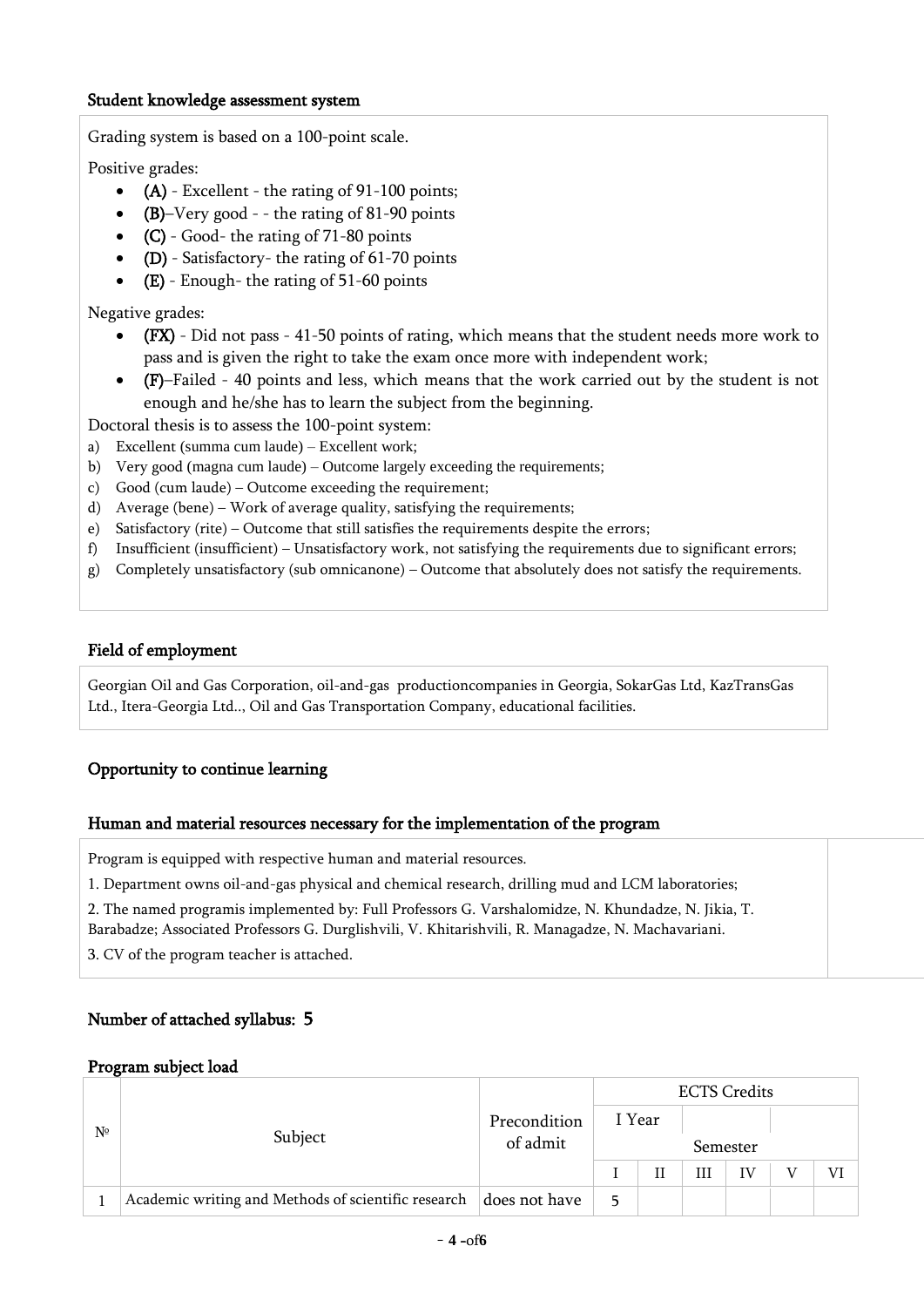## Student knowledge assessment system

Grading system is based on a 100-point scale.

Positive grades:

- **(A)** - Excellent - the rating of 91-100 points;
- **(B)**–Very good - - the rating of 81-90 points
- **(C)** - Good- the rating of 71-80 points
- **(D)** - Satisfactory- the rating of 61-70 points
- **(E)** - Enough- the rating of 51-60 points

Negative grades:

- **(FX)** - Did not pass - 41-50 points of rating, which means that the student needs more work to pass and is given the right to take the exam once more with independent work;
- **(F)**–Failed - 40 points and less, which means that the work carried out by the student is not enough and he/she has to learn the subject from the beginning.

Doctoral thesis is to assess the 100-point system:

a) Excellent (summa cum laude) – Excellent work;
b) Very good (magna cum laude) – Outcome largely exceeding the requirements;
c) Good (cum laude) – Outcome exceeding the requirement;
d) Average (bene) – Work of average quality, satisfying the requirements;
e) Satisfactory (rite) – Outcome that still satisfies the requirements despite the errors;
f) Insufficient (insufficient) – Unsatisfactory work, not satisfying the requirements due to significant errors;
g) Completely unsatisfactory (sub omnicanone) – Outcome that absolutely does not satisfy the requirements.

## Field of employment

Georgian Oil and Gas Corporation, oil-and-gas productioncompanies in Georgia, SokarGas Ltd, KazTransGas Ltd., Itera-Georgia Ltd.., Oil and Gas Transportation Company, educational facilities.

## Opportunity to continue learning

## Human and material resources necessary for the implementation of the program

Program is equipped with respective human and material resources.

1. Department owns oil-and-gas physical and chemical research, drilling mud and LCM laboratories;
2. The named programis implemented by: Full Professors G. Varshalomidze, N. Khundadze, N. Jikia, T. Barabadze; Associated Professors G. Durglishvili, V. Khitarishvili, R. Managadze, N. Machavariani.
3. CV of the program teacher is attached.

## Number of attached syllabus: 5

## Program subject load

| № | Subject | Precondition of admit | ECTS Credits | | | | | |
|---|---|---|---|---|---|---|---|---|
| | | | I Year | | | | | |
| | | | Semester | | | | | |
| | | | I | II | III | IV | V | VI |
| 1 | Academic writing and Methods of scientific research | does not have | 5 | | | | | |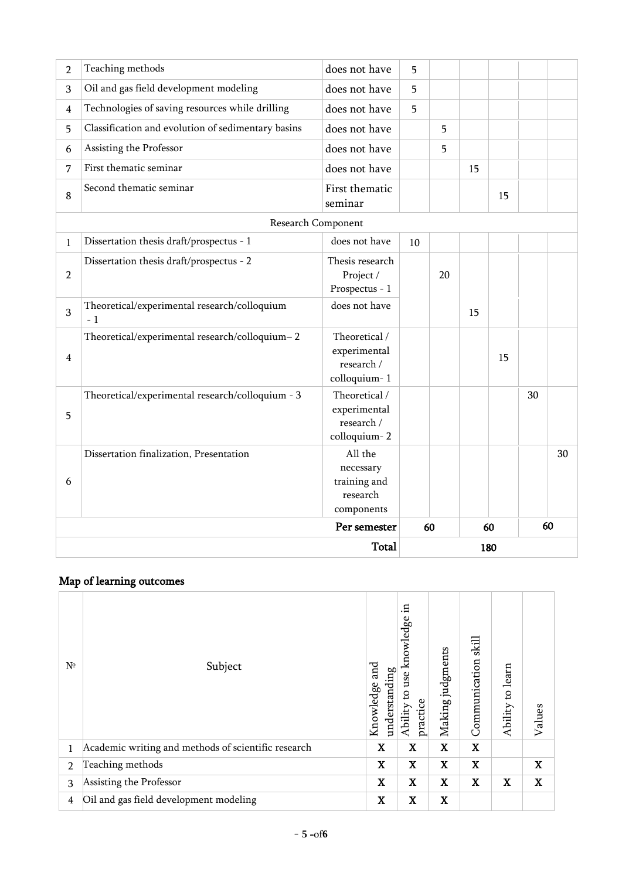| 2 | Teaching methods | does not have | 5 | | | | | |
|---|---|---|---|---|---|---|---|---|
| 3 | Oil and gas field development modeling | does not have | 5 | | | | | |
| 4 | Technologies of saving resources while drilling | does not have | 5 | | | | | |
| 5 | Classification and evolution of sedimentary basins | does not have | | 5 | | | | |
| 6 | Assisting the Professor | does not have | | 5 | | | | |
| 7 | First thematic seminar | does not have | | | 15 | | | |
| 8 | Second thematic seminar | First thematic seminar | | | | 15 | | |
| | Research Component | | | | | | | |
| 1 | Dissertation thesis draft/prospectus - 1 | does not have | 10 | | | | | |
| 2 | Dissertation thesis draft/prospectus - 2 | Thesis research Project / Prospectus - 1 | | 20 | | | | |
| 3 | Theoretical/experimental research/colloquium - 1 | does not have | | | 15 | | | |
| 4 | Theoretical/experimental research/colloquium– 2 | Theoretical / experimental research / colloquium- 1 | | | | 15 | | |
| 5 | Theoretical/experimental research/colloquium - 3 | Theoretical / experimental research / colloquium- 2 | | | | | 30 | |
| 6 | Dissertation finalization, Presentation | All the necessary training and research components | | | | | | 30 |
| | | **Per semester** | **60** | | **60** | | **60** | |
| | | **Total** | **180** | | | | | |

## Map of learning outcomes

| № | Subject | Knowledge and understanding | Ability to use knowledge in practice | Making judgments | Communication skill | Ability to learn | Values |
|---|---|---|---|---|---|---|---|
| 1 | Academic writing and methods of scientific research | X | X | X | X | | |
| 2 | Teaching methods | X | X | X | X | | X |
| 3 | Assisting the Professor | X | X | X | X | X | X |
| 4 | Oil and gas field development modeling | X | X | X | | | |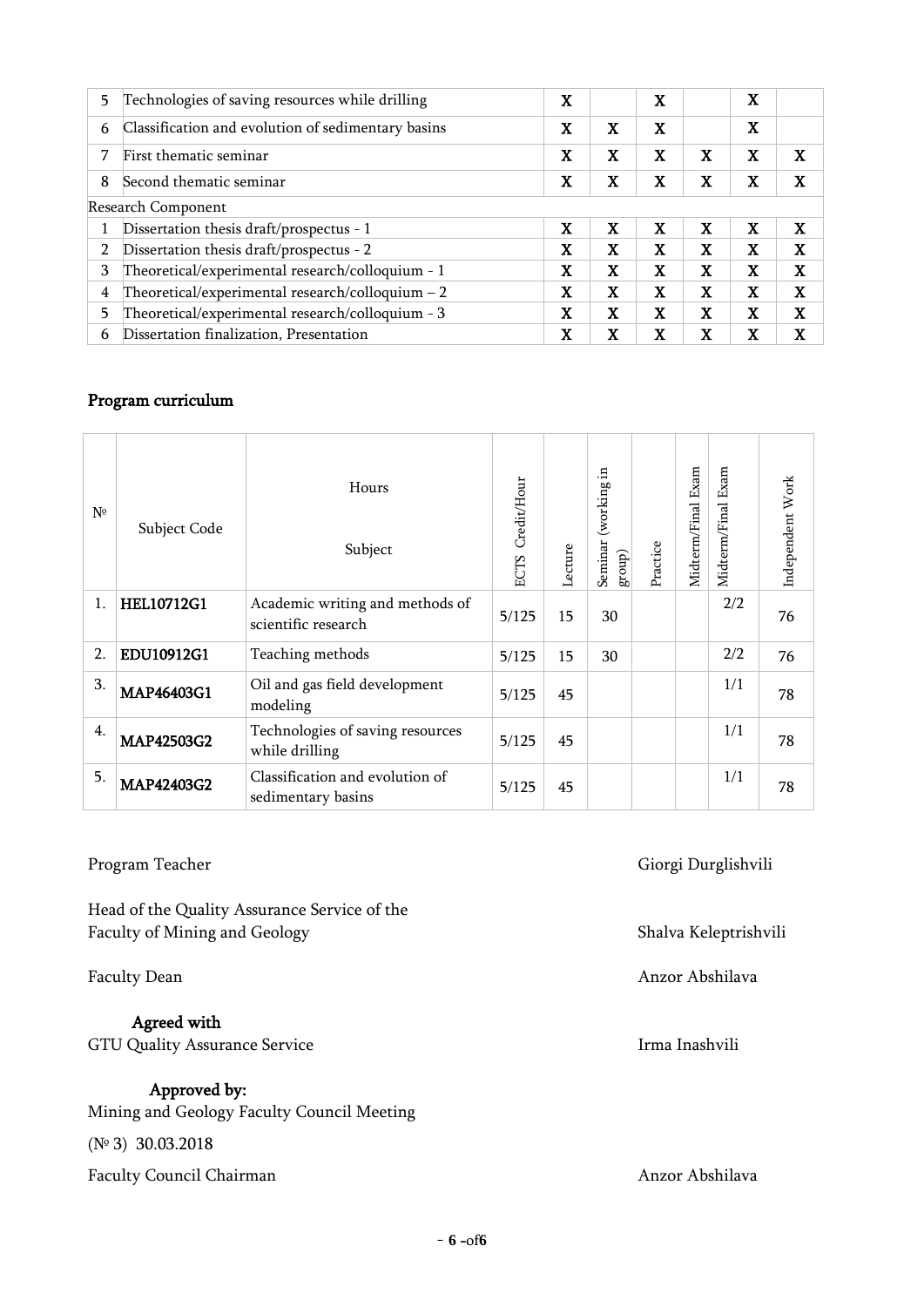| | | | | | | | |
|---|---|---|---|---|---|---|---|
| 5 | Technologies of saving resources while drilling | X | | X | | X | |
| 6 | Classification and evolution of sedimentary basins | X | X | X | | X | |
| 7 | First thematic seminar | X | X | X | X | X | X |
| 8 | Second thematic seminar | X | X | X | X | X | X |
| Research Component | | | | | | | |
| 1 | Dissertation thesis draft/prospectus - 1 | X | X | X | X | X | X |
| 2 | Dissertation thesis draft/prospectus - 2 | X | X | X | X | X | X |
| 3 | Theoretical/experimental research/colloquium - 1 | X | X | X | X | X | X |
| 4 | Theoretical/experimental research/colloquium – 2 | X | X | X | X | X | X |
| 5 | Theoretical/experimental research/colloquium - 3 | X | X | X | X | X | X |
| 6 | Dissertation finalization, Presentation | X | X | X | X | X | X |

## Program curriculum

| № | Subject Code | Hours / Subject | ECTS Credit/Hour | Lecture | Seminar (working in group) | Practice | Midterm/Final Exam | Midterm/Final Exam | Independent Work |
|---|---|---|---|---|---|---|---|---|---|
| 1. | **HEL10712G1** | Academic writing and methods of scientific research | 5/125 | 15 | 30 | | | 2/2 | 76 |
| 2. | **EDU10912G1** | Teaching methods | 5/125 | 15 | 30 | | | 2/2 | 76 |
| 3. | **MAP46403G1** | Oil and gas field development modeling | 5/125 | 45 | | | | 1/1 | 78 |
| 4. | **MAP42503G2** | Technologies of saving resources while drilling | 5/125 | 45 | | | | 1/1 | 78 |
| 5. | **MAP42403G2** | Classification and evolution of sedimentary basins | 5/125 | 45 | | | | 1/1 | 78 |

Program Teacher — Giorgi Durglishvili

Head of the Quality Assurance Service of the Faculty of Mining and Geology — Shalva Keleptrishvili

Faculty Dean — Anzor Abshilava

**Agreed with**

GTU Quality Assurance Service — Irma Inashvili

**Approved by:**

Mining and Geology Faculty Council Meeting

(№ 3) 30.03.2018

Faculty Council Chairman — Anzor Abshilava